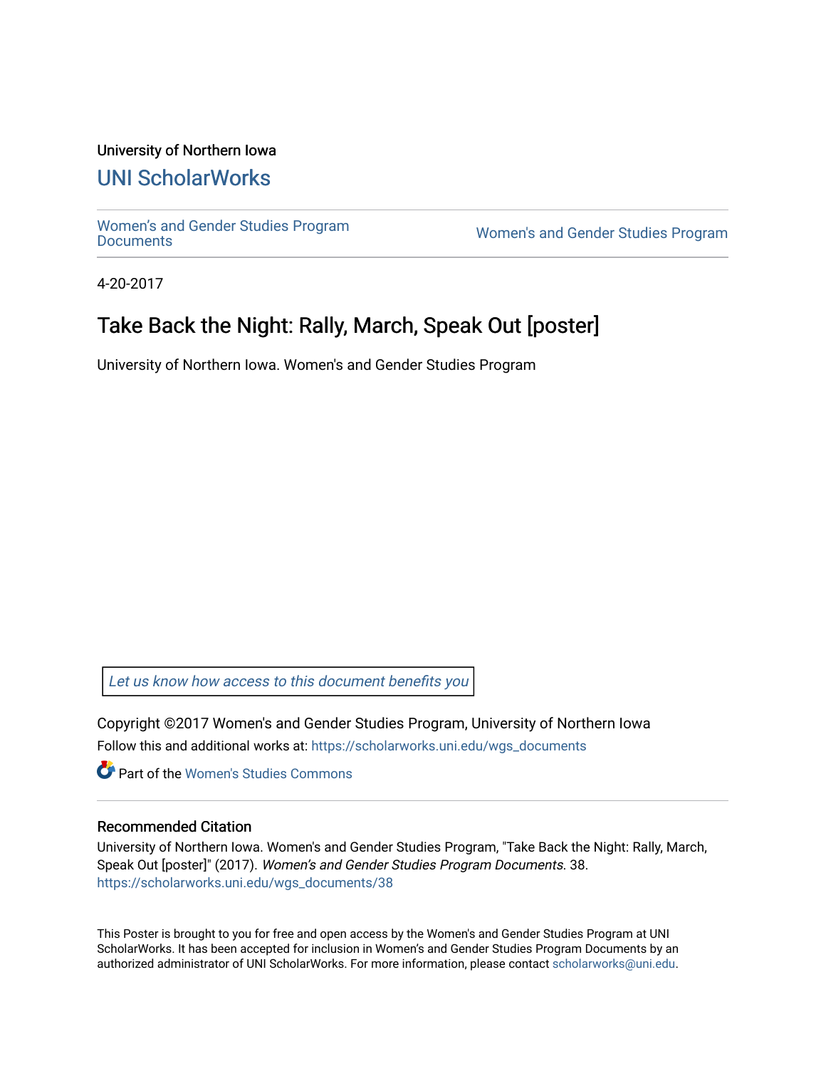University of Northern Iowa

# UNI ScholarWorks

Women's and Gender Studies Program Documents

Women's and Gender Studies Program

4-20-2017

## Take Back the Night: Rally, March, Speak Out [poster]

University of Northern Iowa. Women's and Gender Studies Program

*Let us know how access to this document benefits you*

Copyright ©2017 Women's and Gender Studies Program, University of Northern Iowa

Follow this and additional works at: https://scholarworks.uni.edu/wgs_documents

Part of the Women's Studies Commons

### Recommended Citation

University of Northern Iowa. Women's and Gender Studies Program, "Take Back the Night: Rally, March, Speak Out [poster]" (2017). *Women's and Gender Studies Program Documents*. 38.
https://scholarworks.uni.edu/wgs_documents/38

This Poster is brought to you for free and open access by the Women's and Gender Studies Program at UNI ScholarWorks. It has been accepted for inclusion in Women's and Gender Studies Program Documents by an authorized administrator of UNI ScholarWorks. For more information, please contact scholarworks@uni.edu.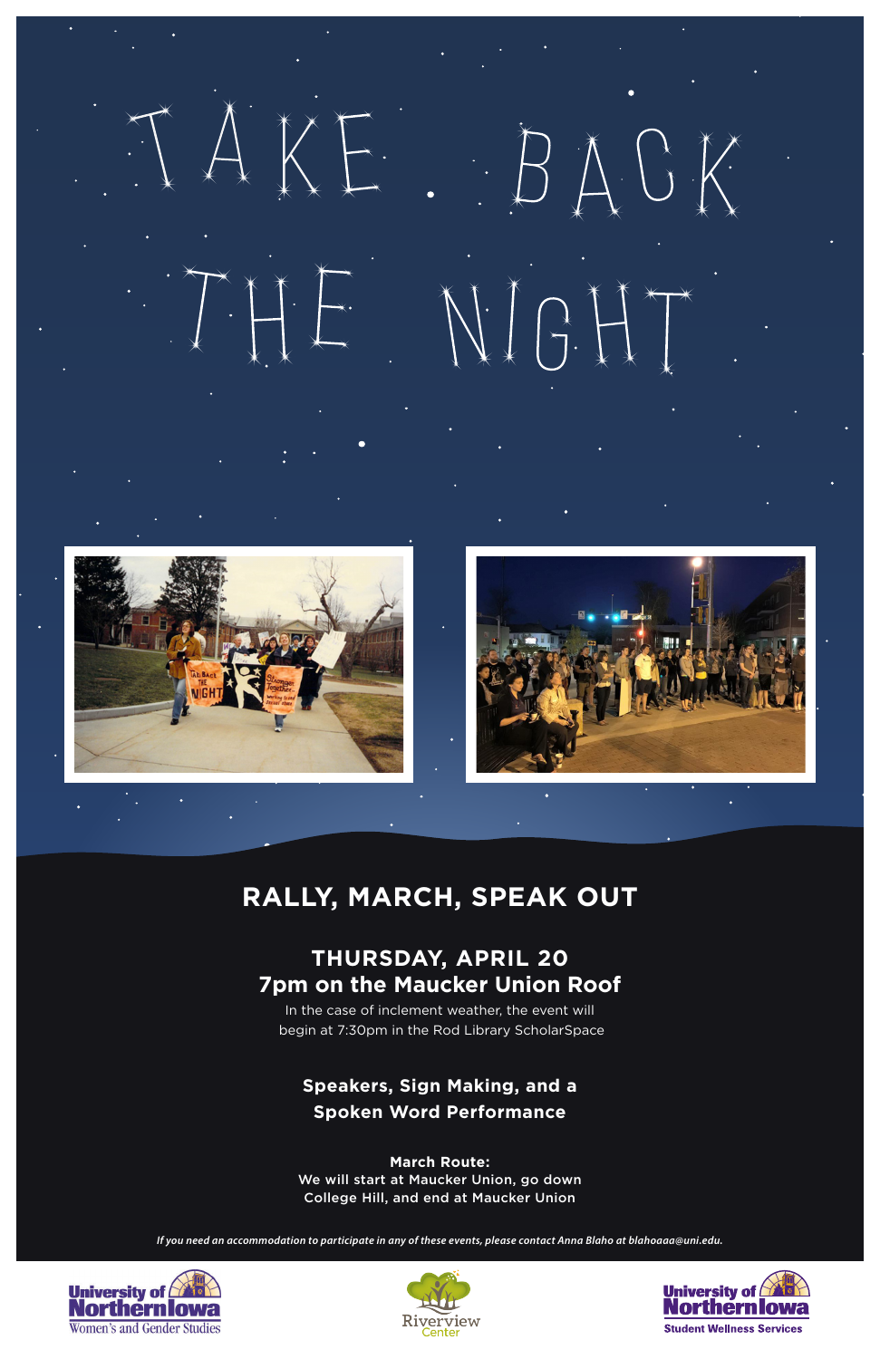# TAKE BACK THE NIGHT

## RALLY, MARCH, SPEAK OUT

### THURSDAY, APRIL 20
### 7pm on the Maucker Union Roof

In the case of inclement weather, the event will begin at 7:30pm in the Rod Library ScholarSpace

**Speakers, Sign Making, and a Spoken Word Performance**

**March Route:**
We will start at Maucker Union, go down College Hill, and end at Maucker Union

*If you need an accommodation to participate in any of these events, please contact Anna Blaho at blahoaaa@uni.edu.*

University of Northern Iowa Women's and Gender Studies

Riverview Center

University of Northern Iowa Student Wellness Services